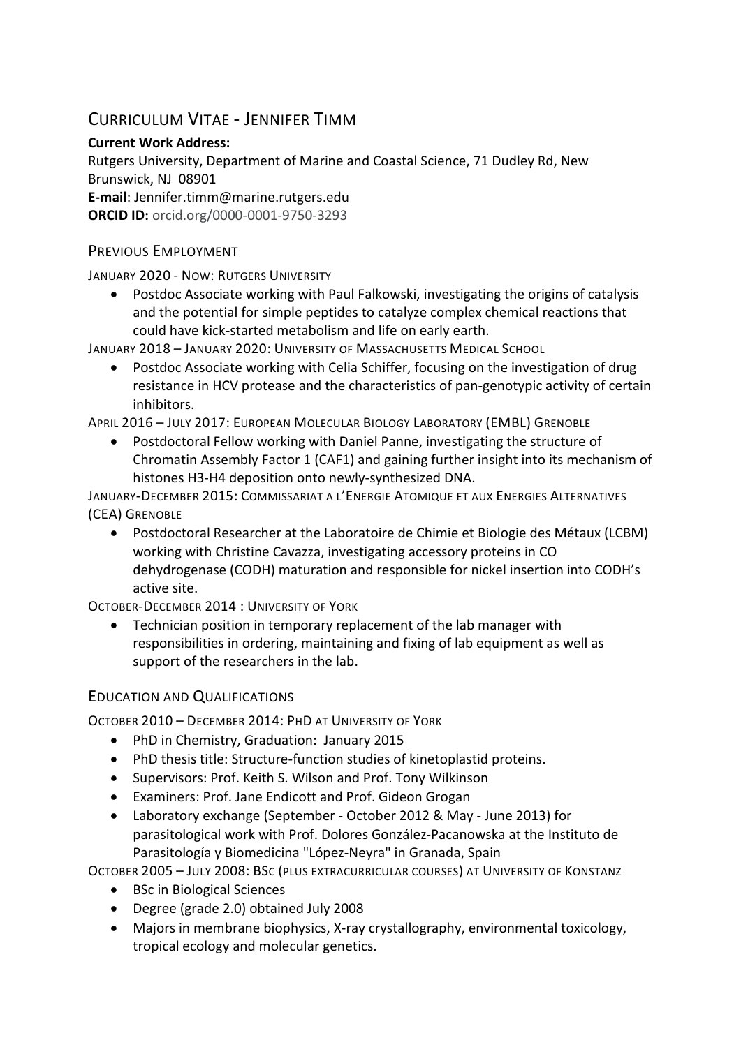# Curriculum Vitae - Jennifer Timm

**Current Work Address:**
Rutgers University, Department of Marine and Coastal Science, 71 Dudley Rd, New Brunswick, NJ 08901
**E-mail**: Jennifer.timm@marine.rutgers.edu
**ORCID ID:** orcid.org/0000-0001-9750-3293

## Previous Employment

January 2020 - Now: Rutgers University

- Postdoc Associate working with Paul Falkowski, investigating the origins of catalysis and the potential for simple peptides to catalyze complex chemical reactions that could have kick-started metabolism and life on early earth.

January 2018 – January 2020: University of Massachusetts Medical School

- Postdoc Associate working with Celia Schiffer, focusing on the investigation of drug resistance in HCV protease and the characteristics of pan-genotypic activity of certain inhibitors.

April 2016 – July 2017: European Molecular Biology Laboratory (EMBL) Grenoble

- Postdoctoral Fellow working with Daniel Panne, investigating the structure of Chromatin Assembly Factor 1 (CAF1) and gaining further insight into its mechanism of histones H3-H4 deposition onto newly-synthesized DNA.

January-December 2015: Commissariat a l'Energie Atomique et aux Energies Alternatives (CEA) Grenoble

- Postdoctoral Researcher at the Laboratoire de Chimie et Biologie des Métaux (LCBM) working with Christine Cavazza, investigating accessory proteins in CO dehydrogenase (CODH) maturation and responsible for nickel insertion into CODH's active site.

October-December 2014 : University of York

- Technician position in temporary replacement of the lab manager with responsibilities in ordering, maintaining and fixing of lab equipment as well as support of the researchers in the lab.

## Education and Qualifications

October 2010 – December 2014: PhD at University of York

- PhD in Chemistry, Graduation: January 2015
- PhD thesis title: Structure-function studies of kinetoplastid proteins.
- Supervisors: Prof. Keith S. Wilson and Prof. Tony Wilkinson
- Examiners: Prof. Jane Endicott and Prof. Gideon Grogan
- Laboratory exchange (September - October 2012 & May - June 2013) for parasitological work with Prof. Dolores González-Pacanowska at the Instituto de Parasitología y Biomedicina "López-Neyra" in Granada, Spain

October 2005 – July 2008: BSc (plus extracurricular courses) at University of Konstanz

- BSc in Biological Sciences
- Degree (grade 2.0) obtained July 2008
- Majors in membrane biophysics, X-ray crystallography, environmental toxicology, tropical ecology and molecular genetics.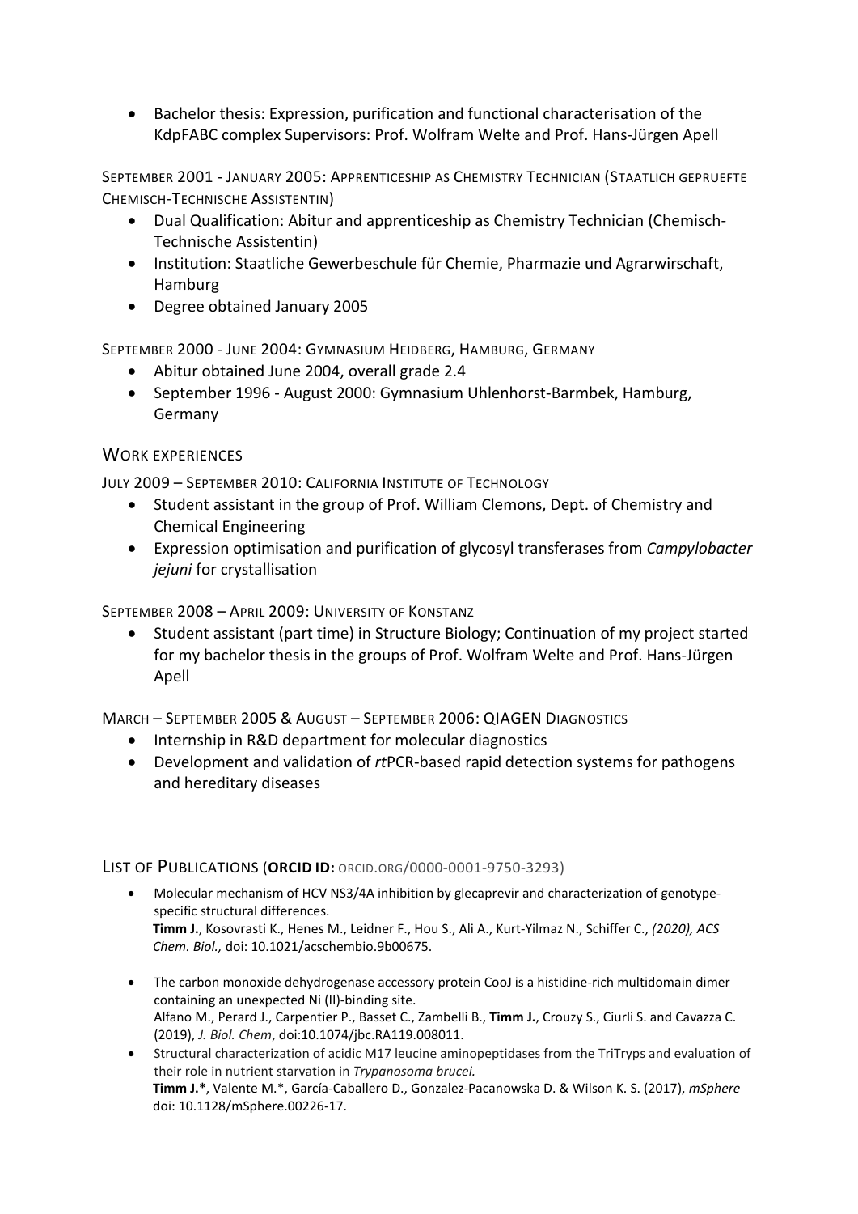- Bachelor thesis: Expression, purification and functional characterisation of the KdpFABC complex Supervisors: Prof. Wolfram Welte and Prof. Hans-Jürgen Apell

SEPTEMBER 2001 - JANUARY 2005: APPRENTICESHIP AS CHEMISTRY TECHNICIAN (STAATLICH GEPRUEFTE CHEMISCH-TECHNISCHE ASSISTENTIN)

- Dual Qualification: Abitur and apprenticeship as Chemistry Technician (Chemisch-Technische Assistentin)
- Institution: Staatliche Gewerbeschule für Chemie, Pharmazie und Agrarwirtschaft, Hamburg
- Degree obtained January 2005

SEPTEMBER 2000 - JUNE 2004: GYMNASIUM HEIDBERG, HAMBURG, GERMANY

- Abitur obtained June 2004, overall grade 2.4
- September 1996 - August 2000: Gymnasium Uhlenhorst-Barmbek, Hamburg, Germany

## WORK EXPERIENCES

JULY 2009 – SEPTEMBER 2010: CALIFORNIA INSTITUTE OF TECHNOLOGY

- Student assistant in the group of Prof. William Clemons, Dept. of Chemistry and Chemical Engineering
- Expression optimisation and purification of glycosyl transferases from *Campylobacter jejuni* for crystallisation

SEPTEMBER 2008 – APRIL 2009: UNIVERSITY OF KONSTANZ

- Student assistant (part time) in Structure Biology; Continuation of my project started for my bachelor thesis in the groups of Prof. Wolfram Welte and Prof. Hans-Jürgen Apell

MARCH – SEPTEMBER 2005 & AUGUST – SEPTEMBER 2006: QIAGEN DIAGNOSTICS

- Internship in R&D department for molecular diagnostics
- Development and validation of *rt*PCR-based rapid detection systems for pathogens and hereditary diseases

## LIST OF PUBLICATIONS (**ORCID ID:** ORCID.ORG/0000-0001-9750-3293)

- Molecular mechanism of HCV NS3/4A inhibition by glecaprevir and characterization of genotype-specific structural differences.
  **Timm J.**, Kosovrasti K., Henes M., Leidner F., Hou S., Ali A., Kurt-Yilmaz N., Schiffer C., *(2020), ACS Chem. Biol.,* doi: 10.1021/acschembio.9b00675.

- The carbon monoxide dehydrogenase accessory protein CooJ is a histidine-rich multidomain dimer containing an unexpected Ni (II)-binding site.
  Alfano M., Perard J., Carpentier P., Basset C., Zambelli B., **Timm J.**, Crouzy S., Ciurli S. and Cavazza C. (2019), *J. Biol. Chem*, doi:10.1074/jbc.RA119.008011.
- Structural characterization of acidic M17 leucine aminopeptidases from the TriTryps and evaluation of their role in nutrient starvation in *Trypanosoma brucei.*
  **Timm J.***, Valente M.*, García-Caballero D., Gonzalez-Pacanowska D. & Wilson K. S. (2017), *mSphere* doi: 10.1128/mSphere.00226-17.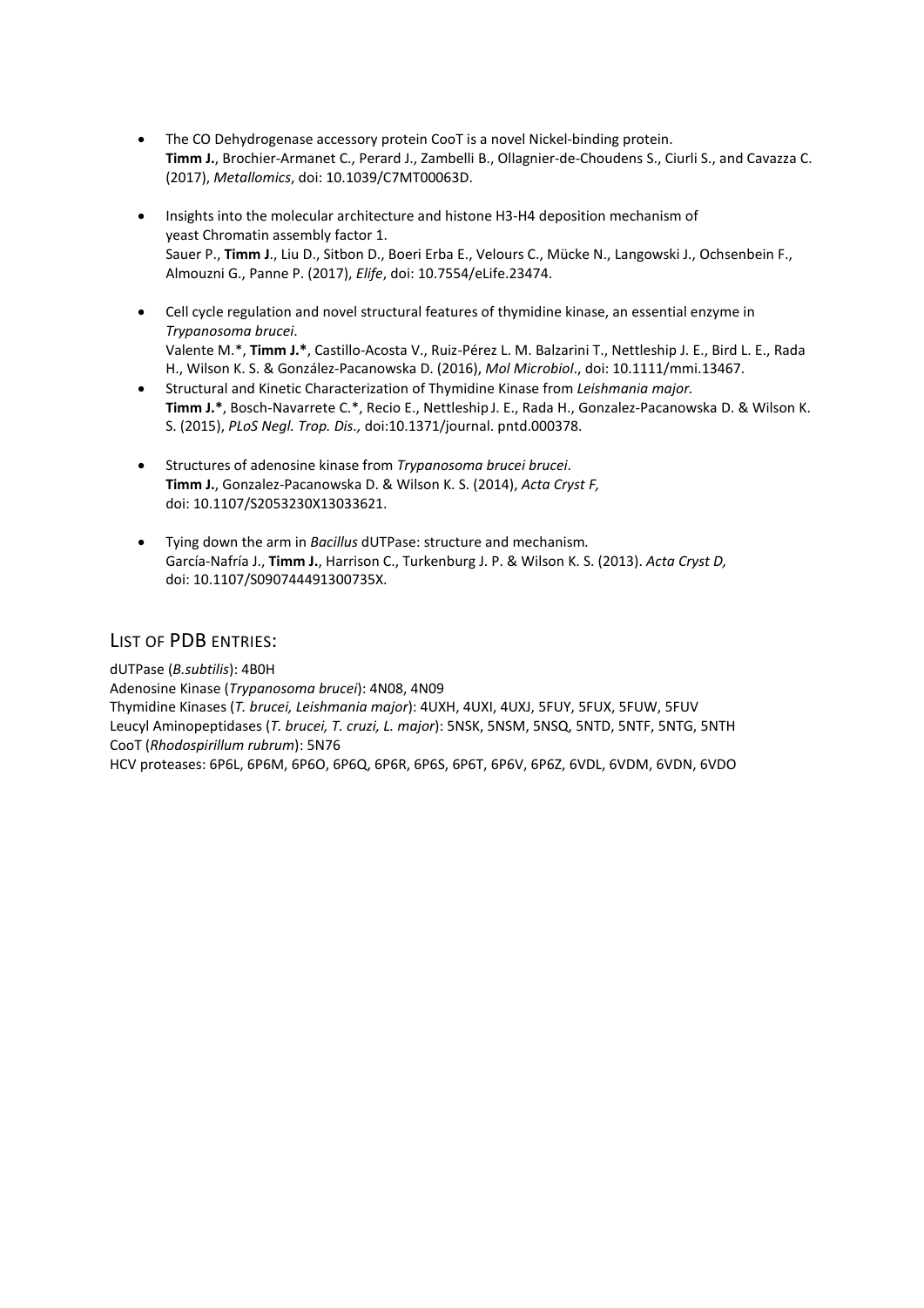- The CO Dehydrogenase accessory protein CooT is a novel Nickel-binding protein.
  **Timm J.**, Brochier-Armanet C., Perard J., Zambelli B., Ollagnier-de-Choudens S., Ciurli S., and Cavazza C. (2017), *Metallomics*, doi: 10.1039/C7MT00063D.

- Insights into the molecular architecture and histone H3-H4 deposition mechanism of yeast Chromatin assembly factor 1.
  Sauer P., **Timm J**., Liu D., Sitbon D., Boeri Erba E., Velours C., Mücke N., Langowski J., Ochsenbein F., Almouzni G., Panne P. (2017), *Elife*, doi: 10.7554/eLife.23474.

- Cell cycle regulation and novel structural features of thymidine kinase, an essential enzyme in *Trypanosoma brucei*.
  Valente M.*, **Timm J.***, Castillo-Acosta V., Ruiz-Pérez L. M. Balzarini T., Nettleship J. E., Bird L. E., Rada H., Wilson K. S. & González-Pacanowska D. (2016), *Mol Microbiol*., doi: 10.1111/mmi.13467.
- Structural and Kinetic Characterization of Thymidine Kinase from *Leishmania major*.
  **Timm J.***, Bosch-Navarrete C.*, Recio E., Nettleship J. E., Rada H., Gonzalez-Pacanowska D. & Wilson K. S. (2015), *PLoS Negl. Trop. Dis.,* doi:10.1371/journal. pntd.000378.

- Structures of adenosine kinase from *Trypanosoma brucei brucei*.
  **Timm J.**, Gonzalez-Pacanowska D. & Wilson K. S. (2014), *Acta Cryst F,* doi: 10.1107/S2053230X13033621.

- Tying down the arm in *Bacillus* dUTPase: structure and mechanism.
  García-Nafría J., **Timm J.**, Harrison C., Turkenburg J. P. & Wilson K. S. (2013). *Acta Cryst D,* doi: 10.1107/S090744491300735X.

## List of PDB entries:

dUTPase (*B.subtilis*): 4B0H
Adenosine Kinase (*Trypanosoma brucei*): 4N08, 4N09
Thymidine Kinases (*T. brucei, Leishmania major*): 4UXH, 4UXI, 4UXJ, 5FUY, 5FUX, 5FUW, 5FUV
Leucyl Aminopeptidases (*T. brucei, T. cruzi, L. major*): 5NSK, 5NSM, 5NSQ, 5NTD, 5NTF, 5NTG, 5NTH
CooT (*Rhodospirillum rubrum*): 5N76
HCV proteases: 6P6L, 6P6M, 6P6O, 6P6Q, 6P6R, 6P6S, 6P6T, 6P6V, 6P6Z, 6VDL, 6VDM, 6VDN, 6VDO